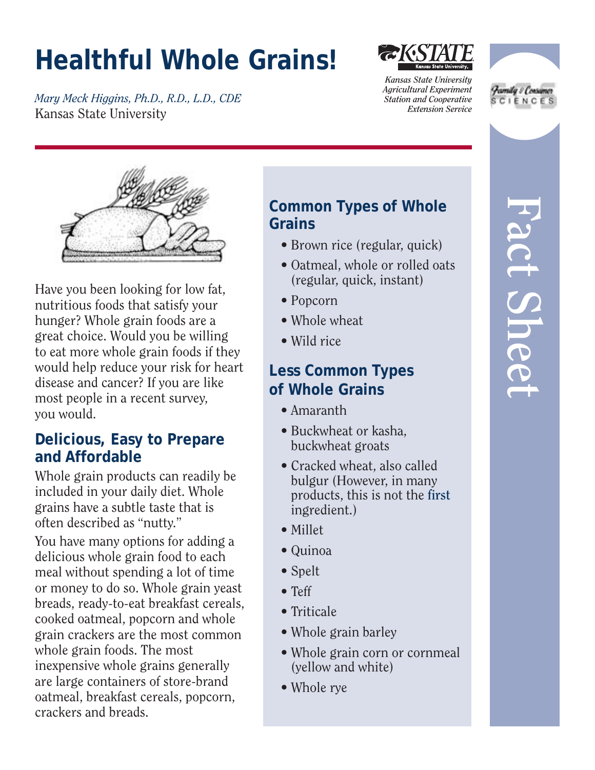# Healthful Whole Grains!

*Mary Meck Higgins, Ph.D., R.D., L.D., CDE*
Kansas State University

*Kansas State University Agricultural Experiment Station and Cooperative Extension Service*

Fact Sheet

Have you been looking for low fat, nutritious foods that satisfy your hunger? Whole grain foods are a great choice. Would you be willing to eat more whole grain foods if they would help reduce your risk for heart disease and cancer? If you are like most people in a recent survey, you would.

## Delicious, Easy to Prepare and Affordable

Whole grain products can readily be included in your daily diet. Whole grains have a subtle taste that is often described as "nutty."

You have many options for adding a delicious whole grain food to each meal without spending a lot of time or money to do so. Whole grain yeast breads, ready-to-eat breakfast cereals, cooked oatmeal, popcorn and whole grain crackers are the most common whole grain foods. The most inexpensive whole grains generally are large containers of store-brand oatmeal, breakfast cereals, popcorn, crackers and breads.

## Common Types of Whole Grains

- Brown rice (regular, quick)
- Oatmeal, whole or rolled oats (regular, quick, instant)
- Popcorn
- Whole wheat
- Wild rice

## Less Common Types of Whole Grains

- Amaranth
- Buckwheat or kasha, buckwheat groats
- Cracked wheat, also called bulgur (However, in many products, this is not the **first** ingredient.)
- Millet
- Quinoa
- Spelt
- Teff
- Triticale
- Whole grain barley
- Whole grain corn or cornmeal (yellow and white)
- Whole rye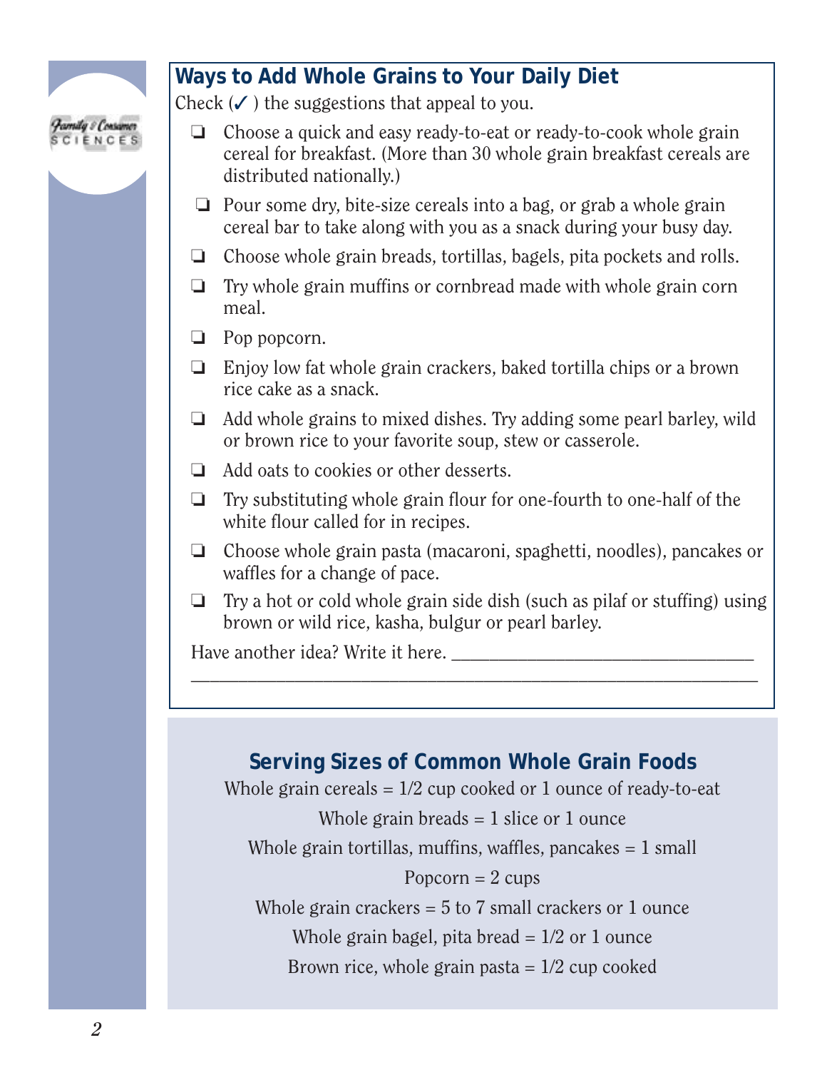## Ways to Add Whole Grains to Your Daily Diet

Check (✓) the suggestions that appeal to you.

- ❑ Choose a quick and easy ready-to-eat or ready-to-cook whole grain cereal for breakfast. (More than 30 whole grain breakfast cereals are distributed nationally.)
- ❑ Pour some dry, bite-size cereals into a bag, or grab a whole grain cereal bar to take along with you as a snack during your busy day.
- ❑ Choose whole grain breads, tortillas, bagels, pita pockets and rolls.
- ❑ Try whole grain muffins or cornbread made with whole grain corn meal.
- ❑ Pop popcorn.
- ❑ Enjoy low fat whole grain crackers, baked tortilla chips or a brown rice cake as a snack.
- ❑ Add whole grains to mixed dishes. Try adding some pearl barley, wild or brown rice to your favorite soup, stew or casserole.
- ❑ Add oats to cookies or other desserts.
- ❑ Try substituting whole grain flour for one-fourth to one-half of the white flour called for in recipes.
- ❑ Choose whole grain pasta (macaroni, spaghetti, noodles), pancakes or waffles for a change of pace.
- ❑ Try a hot or cold whole grain side dish (such as pilaf or stuffing) using brown or wild rice, kasha, bulgur or pearl barley.

Have another idea? Write it here. ________________________________

______________________________________________________________

## Serving Sizes of Common Whole Grain Foods

Whole grain cereals = 1/2 cup cooked or 1 ounce of ready-to-eat

Whole grain breads = 1 slice or 1 ounce

Whole grain tortillas, muffins, waffles, pancakes = 1 small

Popcorn = 2 cups

Whole grain crackers = 5 to 7 small crackers or 1 ounce

Whole grain bagel, pita bread = 1/2 or 1 ounce

Brown rice, whole grain pasta = 1/2 cup cooked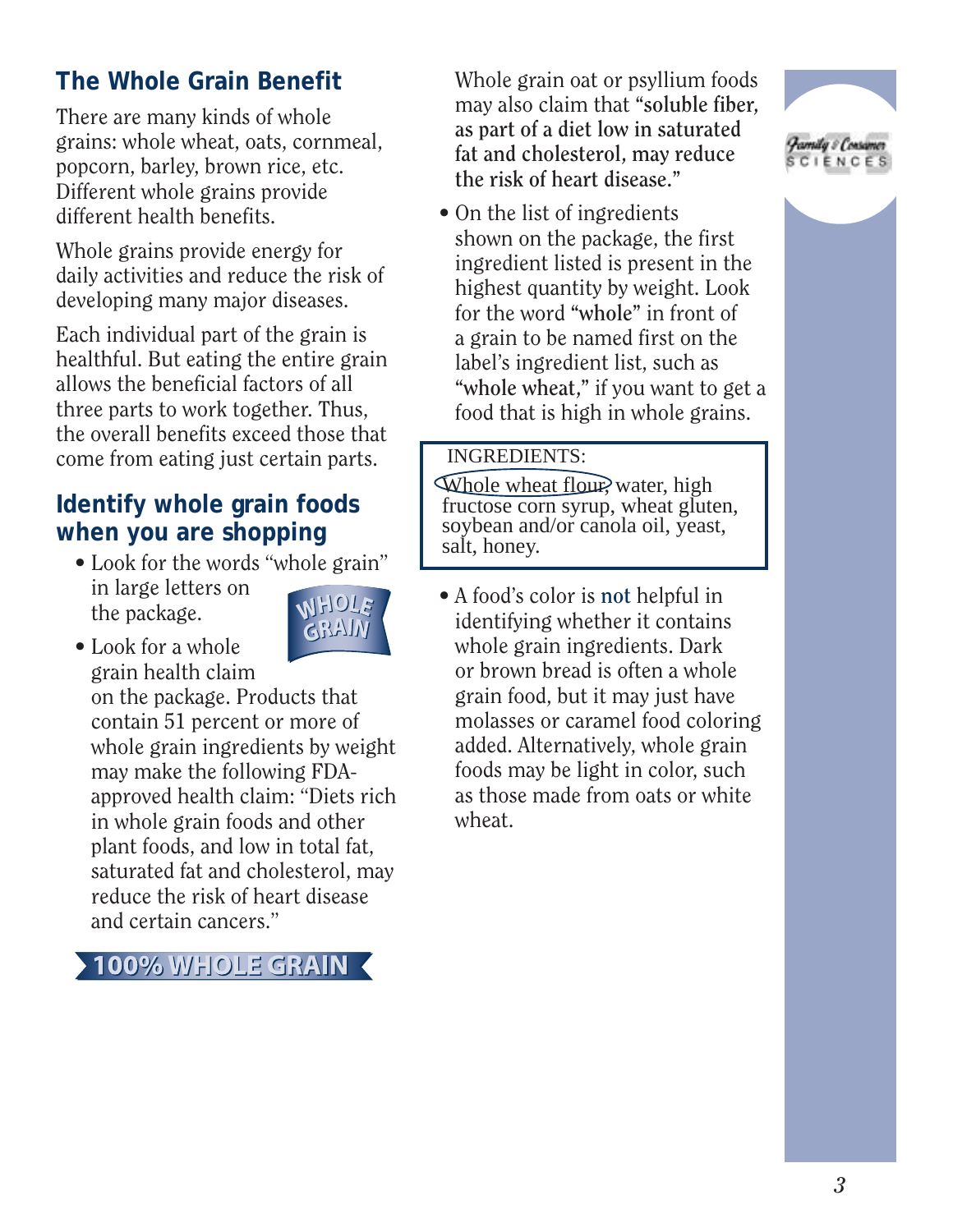## The Whole Grain Benefit

There are many kinds of whole grains: whole wheat, oats, cornmeal, popcorn, barley, brown rice, etc. Different whole grains provide different health benefits.

Whole grains provide energy for daily activities and reduce the risk of developing many major diseases.

Each individual part of the grain is healthful. But eating the entire grain allows the beneficial factors of all three parts to work together. Thus, the overall benefits exceed those that come from eating just certain parts.

## Identify whole grain foods when you are shopping

- Look for the words "whole grain" in large letters on the package.

WHOLE GRAIN

- Look for a whole grain health claim on the package. Products that contain 51 percent or more of whole grain ingredients by weight may make the following FDA-approved health claim: "Diets rich in whole grain foods and other plant foods, and low in total fat, saturated fat and cholesterol, may reduce the risk of heart disease and certain cancers."

100% WHOLE GRAIN

Whole grain oat or psyllium foods may also claim that **"soluble fiber, as part of a diet low in saturated fat and cholesterol, may reduce the risk of heart disease."**

- On the list of ingredients shown on the package, the first ingredient listed is present in the highest quantity by weight. Look for the word **"whole"** in front of a grain to be named first on the label's ingredient list, such as **"whole wheat,"** if you want to get a food that is high in whole grains.

INGREDIENTS:
Whole wheat flour, water, high fructose corn syrup, wheat gluten, soybean and/or canola oil, yeast, salt, honey.

- A food's color is **not** helpful in identifying whether it contains whole grain ingredients. Dark or brown bread is often a whole grain food, but it may just have molasses or caramel food coloring added. Alternatively, whole grain foods may be light in color, such as those made from oats or white wheat.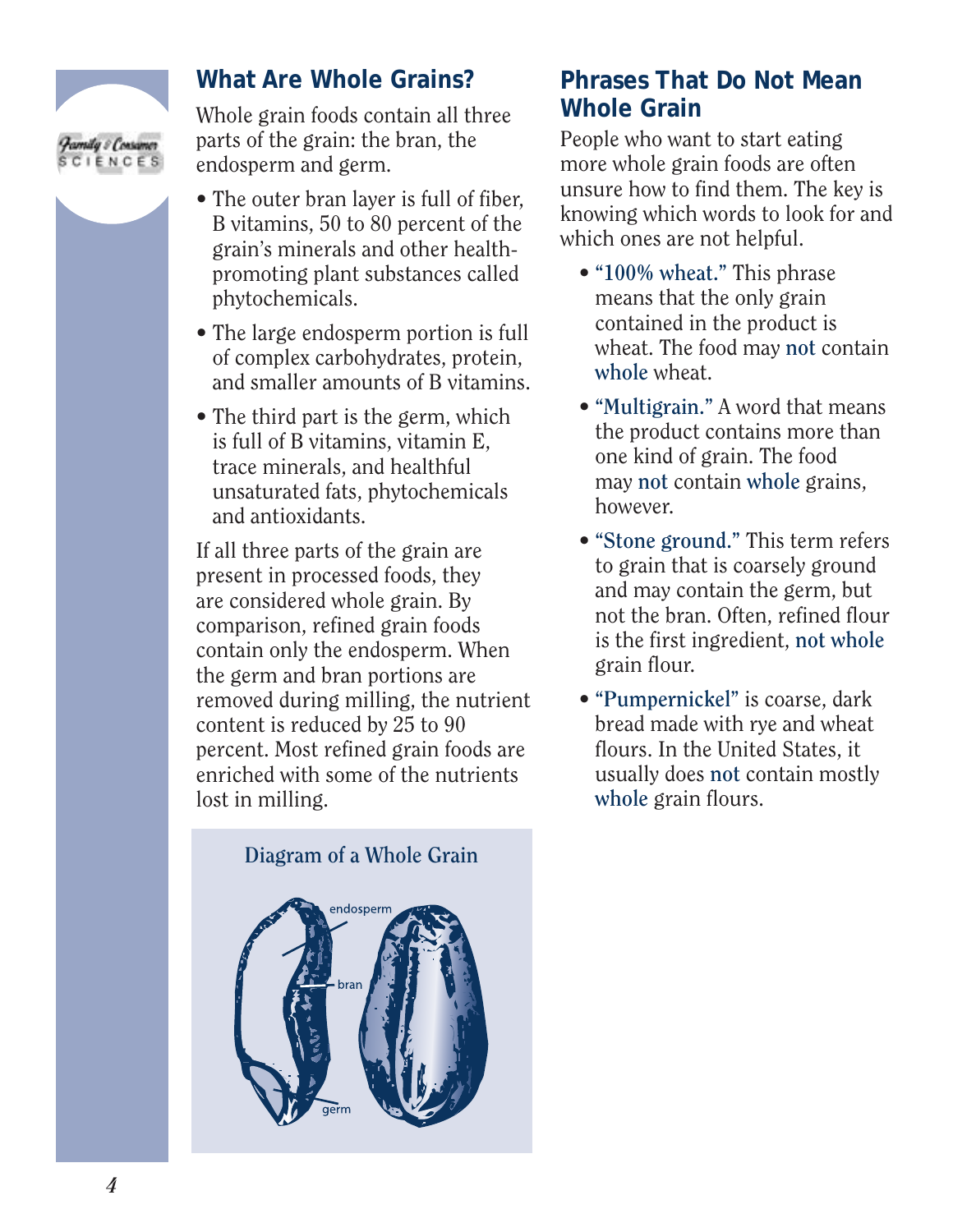## What Are Whole Grains?

Whole grain foods contain all three parts of the grain: the bran, the endosperm and germ.

- The outer bran layer is full of fiber, B vitamins, 50 to 80 percent of the grain's minerals and other health-promoting plant substances called phytochemicals.
- The large endosperm portion is full of complex carbohydrates, protein, and smaller amounts of B vitamins.
- The third part is the germ, which is full of B vitamins, vitamin E, trace minerals, and healthful unsaturated fats, phytochemicals and antioxidants.

If all three parts of the grain are present in processed foods, they are considered whole grain. By comparison, refined grain foods contain only the endosperm. When the germ and bran portions are removed during milling, the nutrient content is reduced by 25 to 90 percent. Most refined grain foods are enriched with some of the nutrients lost in milling.

**Diagram of a Whole Grain**

endosperm
bran
germ

## Phrases That Do Not Mean Whole Grain

People who want to start eating more whole grain foods are often unsure how to find them. The key is knowing which words to look for and which ones are not helpful.

- **"100% wheat."** This phrase means that the only grain contained in the product is wheat. The food may **not** contain **whole** wheat.
- **"Multigrain."** A word that means the product contains more than one kind of grain. The food may **not** contain **whole** grains, however.
- **"Stone ground."** This term refers to grain that is coarsely ground and may contain the germ, but not the bran. Often, refined flour is the first ingredient, **not whole** grain flour.
- **"Pumpernickel"** is coarse, dark bread made with rye and wheat flours. In the United States, it usually does **not** contain mostly **whole** grain flours.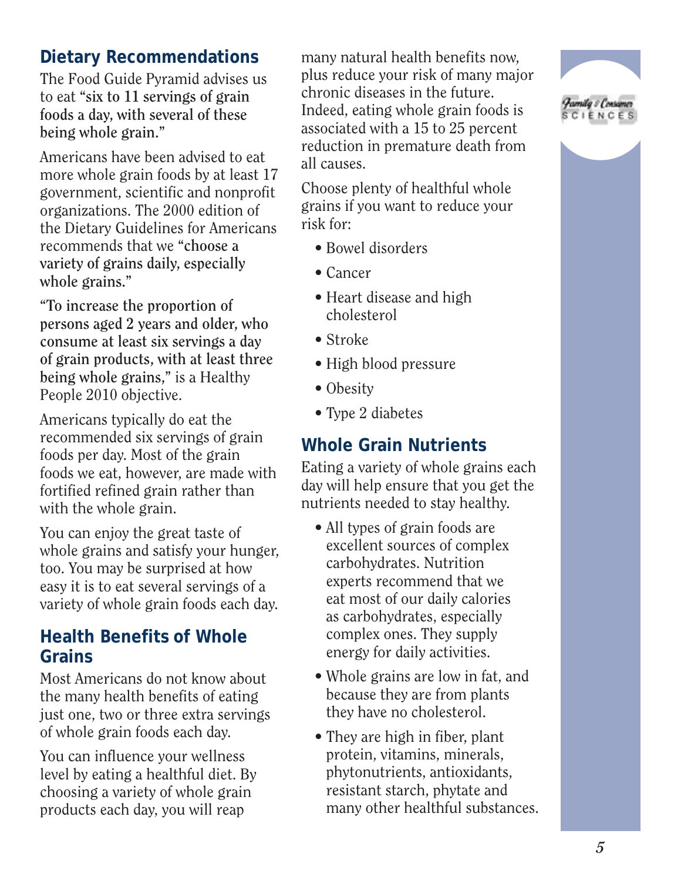## Dietary Recommendations

The Food Guide Pyramid advises us to eat **"six to 11 servings of grain foods a day, with several of these being whole grain."**

Americans have been advised to eat more whole grain foods by at least 17 government, scientific and nonprofit organizations. The 2000 edition of the Dietary Guidelines for Americans recommends that we **"choose a variety of grains daily, especially whole grains."**

**"To increase the proportion of persons aged 2 years and older, who consume at least six servings a day of grain products, with at least three being whole grains,"** is a Healthy People 2010 objective.

Americans typically do eat the recommended six servings of grain foods per day. Most of the grain foods we eat, however, are made with fortified refined grain rather than with the whole grain.

You can enjoy the great taste of whole grains and satisfy your hunger, too. You may be surprised at how easy it is to eat several servings of a variety of whole grain foods each day.

## Health Benefits of Whole Grains

Most Americans do not know about the many health benefits of eating just one, two or three extra servings of whole grain foods each day.

You can influence your wellness level by eating a healthful diet. By choosing a variety of whole grain products each day, you will reap many natural health benefits now, plus reduce your risk of many major chronic diseases in the future. Indeed, eating whole grain foods is associated with a 15 to 25 percent reduction in premature death from all causes.

Choose plenty of healthful whole grains if you want to reduce your risk for:

- Bowel disorders
- Cancer
- Heart disease and high cholesterol
- Stroke
- High blood pressure
- Obesity
- Type 2 diabetes

## Whole Grain Nutrients

Eating a variety of whole grains each day will help ensure that you get the nutrients needed to stay healthy.

- All types of grain foods are excellent sources of complex carbohydrates. Nutrition experts recommend that we eat most of our daily calories as carbohydrates, especially complex ones. They supply energy for daily activities.
- Whole grains are low in fat, and because they are from plants they have no cholesterol.
- They are high in fiber, plant protein, vitamins, minerals, phytonutrients, antioxidants, resistant starch, phytate and many other healthful substances.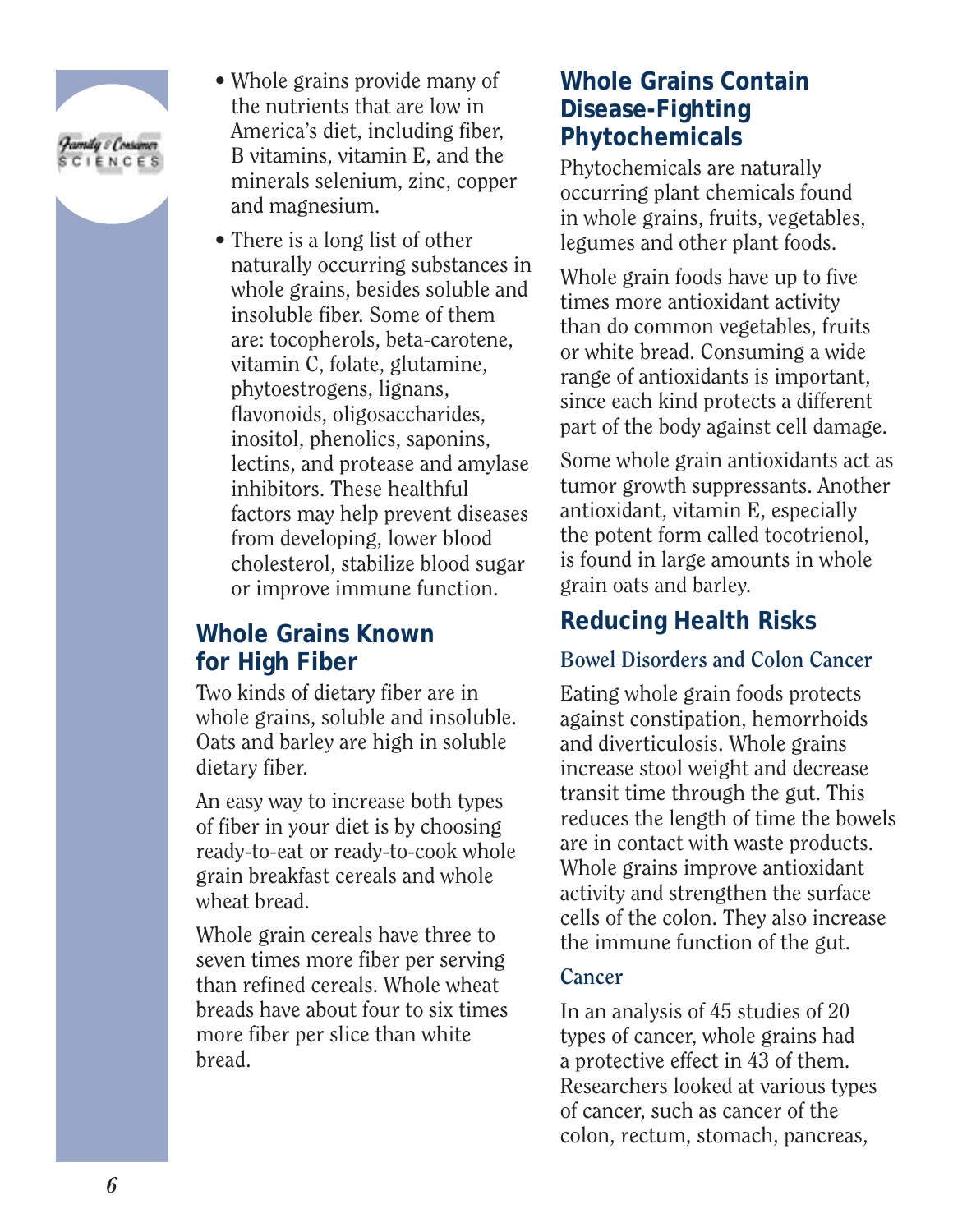- Whole grains provide many of the nutrients that are low in America's diet, including fiber, B vitamins, vitamin E, and the minerals selenium, zinc, copper and magnesium.
- There is a long list of other naturally occurring substances in whole grains, besides soluble and insoluble fiber. Some of them are: tocopherols, beta-carotene, vitamin C, folate, glutamine, phytoestrogens, lignans, flavonoids, oligosaccharides, inositol, phenolics, saponins, lectins, and protease and amylase inhibitors. These healthful factors may help prevent diseases from developing, lower blood cholesterol, stabilize blood sugar or improve immune function.

## Whole Grains Known for High Fiber

Two kinds of dietary fiber are in whole grains, soluble and insoluble. Oats and barley are high in soluble dietary fiber.

An easy way to increase both types of fiber in your diet is by choosing ready-to-eat or ready-to-cook whole grain breakfast cereals and whole wheat bread.

Whole grain cereals have three to seven times more fiber per serving than refined cereals. Whole wheat breads have about four to six times more fiber per slice than white bread.

## Whole Grains Contain Disease-Fighting Phytochemicals

Phytochemicals are naturally occurring plant chemicals found in whole grains, fruits, vegetables, legumes and other plant foods.

Whole grain foods have up to five times more antioxidant activity than do common vegetables, fruits or white bread. Consuming a wide range of antioxidants is important, since each kind protects a different part of the body against cell damage.

Some whole grain antioxidants act as tumor growth suppressants. Another antioxidant, vitamin E, especially the potent form called tocotrienol, is found in large amounts in whole grain oats and barley.

## Reducing Health Risks

### Bowel Disorders and Colon Cancer

Eating whole grain foods protects against constipation, hemorrhoids and diverticulosis. Whole grains increase stool weight and decrease transit time through the gut. This reduces the length of time the bowels are in contact with waste products. Whole grains improve antioxidant activity and strengthen the surface cells of the colon. They also increase the immune function of the gut.

### Cancer

In an analysis of 45 studies of 20 types of cancer, whole grains had a protective effect in 43 of them. Researchers looked at various types of cancer, such as cancer of the colon, rectum, stomach, pancreas,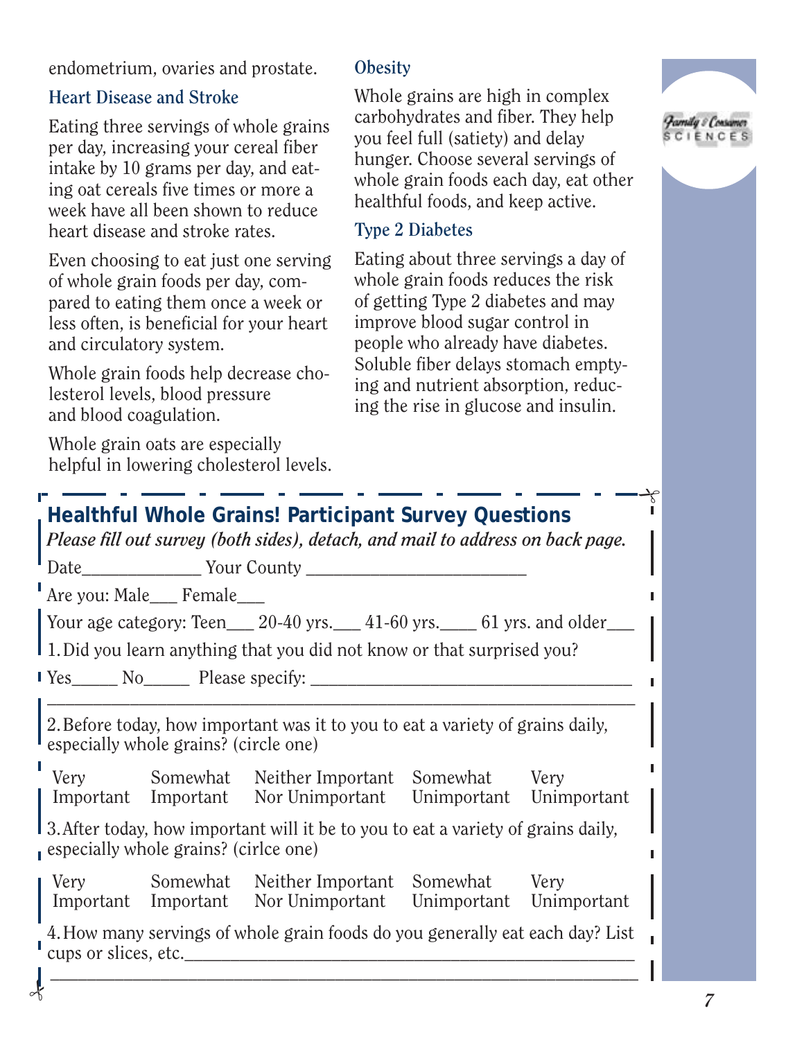endometrium, ovaries and prostate.

### Heart Disease and Stroke

Eating three servings of whole grains per day, increasing your cereal fiber intake by 10 grams per day, and eating oat cereals five times or more a week have all been shown to reduce heart disease and stroke rates.

Even choosing to eat just one serving of whole grain foods per day, compared to eating them once a week or less often, is beneficial for your heart and circulatory system.

Whole grain foods help decrease cholesterol levels, blood pressure and blood coagulation.

Whole grain oats are especially helpful in lowering cholesterol levels.

### Obesity

Whole grains are high in complex carbohydrates and fiber. They help you feel full (satiety) and delay hunger. Choose several servings of whole grain foods each day, eat other healthful foods, and keep active.

### Type 2 Diabetes

Eating about three servings a day of whole grain foods reduces the risk of getting Type 2 diabetes and may improve blood sugar control in people who already have diabetes. Soluble fiber delays stomach emptying and nutrient absorption, reducing the rise in glucose and insulin.

## Healthful Whole Grains! Participant Survey Questions

*Please fill out survey (both sides), detach, and mail to address on back page.*

Date\_\_\_\_\_\_\_\_\_\_\_\_\_\_ Your County \_\_\_\_\_\_\_\_\_\_\_\_\_\_\_\_\_\_\_\_\_\_\_\_\_

Are you: Male\_\_\_ Female\_\_\_

Your age category: Teen\_\_\_ 20-40 yrs.\_\_\_ 41-60 yrs.\_\_\_\_ 61 yrs. and older\_\_\_

1. Did you learn anything that you did not know or that surprised you?

Yes\_\_\_\_\_ No\_\_\_\_\_ Please specify: \_\_\_\_\_\_\_\_\_\_\_\_\_\_\_\_\_\_\_\_\_\_\_\_\_\_\_\_\_\_\_\_\_\_\_\_

\_\_\_\_\_\_\_\_\_\_\_\_\_\_\_\_\_\_\_\_\_\_\_\_\_\_\_\_\_\_\_\_\_\_\_\_\_\_\_\_\_\_\_\_\_\_\_\_\_\_\_\_\_\_\_\_\_\_\_\_\_\_\_\_

2. Before today, how important was it to you to eat a variety of grains daily, especially whole grains? (circle one)

Very Important | Somewhat Important | Neither Important Nor Unimportant | Somewhat Unimportant | Very Unimportant

3. After today, how important will it be to you to eat a variety of grains daily, especially whole grains? (cirlce one)

Very Important | Somewhat Important | Neither Important Nor Unimportant | Somewhat Unimportant | Very Unimportant

4. How many servings of whole grain foods do you generally eat each day? List cups or slices, etc.\_\_\_\_\_\_\_\_\_\_\_\_\_\_\_\_\_\_\_\_\_\_\_\_\_\_\_\_\_\_\_\_\_\_\_\_\_\_\_\_\_\_\_\_\_\_\_\_

\_\_\_\_\_\_\_\_\_\_\_\_\_\_\_\_\_\_\_\_\_\_\_\_\_\_\_\_\_\_\_\_\_\_\_\_\_\_\_\_\_\_\_\_\_\_\_\_\_\_\_\_\_\_\_\_\_\_\_\_\_\_\_\_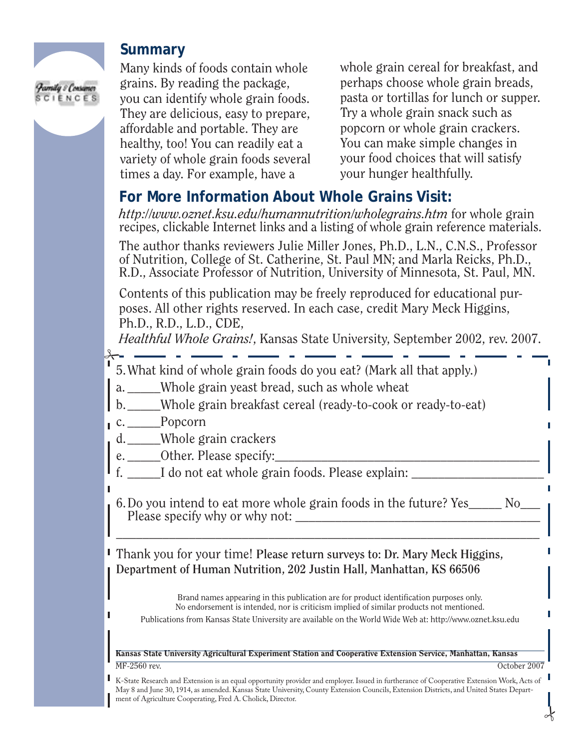## Summary

Many kinds of foods contain whole grains. By reading the package, you can identify whole grain foods. They are delicious, easy to prepare, affordable and portable. They are healthy, too! You can readily eat a variety of whole grain foods several times a day. For example, have a whole grain cereal for breakfast, and perhaps choose whole grain breads, pasta or tortillas for lunch or supper. Try a whole grain snack such as popcorn or whole grain crackers. You can make simple changes in your food choices that will satisfy your hunger healthfully.

## For More Information About Whole Grains Visit:

*http://www.oznet.ksu.edu/humannutrition/wholegrains.htm* for whole grain recipes, clickable Internet links and a listing of whole grain reference materials.

The author thanks reviewers Julie Miller Jones, Ph.D., L.N., C.N.S., Professor of Nutrition, College of St. Catherine, St. Paul MN; and Marla Reicks, Ph.D., R.D., Associate Professor of Nutrition, University of Minnesota, St. Paul, MN.

Contents of this publication may be freely reproduced for educational purposes. All other rights reserved. In each case, credit Mary Meck Higgins, Ph.D., R.D., L.D., CDE,
*Healthful Whole Grains!*, Kansas State University, September 2002, rev. 2007.

---

5. What kind of whole grain foods do you eat? (Mark all that apply.)
   - a. _____Whole grain yeast bread, such as whole wheat
   - b. _____Whole grain breakfast cereal (ready-to-cook or ready-to-eat)
   - c. _____Popcorn
   - d. _____Whole grain crackers
   - e. _____Other. Please specify:________________________________________
   - f. _____I do not eat whole grain foods. Please explain: ___________________

6. Do you intend to eat more whole grain foods in the future? Yes_____ No___
   Please specify why or why not: ____________________________________
   ______________________________________________________________

Thank you for your time! **Please return surveys to: Dr. Mary Meck Higgins, Department of Human Nutrition, 202 Justin Hall, Manhattan, KS 66506**

Brand names appearing in this publication are for product identification purposes only.
No endorsement is intended, nor is criticism implied of similar products not mentioned.

Publications from Kansas State University are available on the World Wide Web at: http://www.oznet.ksu.edu

**Kansas State University Agricultural Experiment Station and Cooperative Extension Service, Manhattan, Kansas**

MF-2560 rev. October 2007

K-State Research and Extension is an equal opportunity provider and employer. Issued in furtherance of Cooperative Extension Work, Acts of May 8 and June 30, 1914, as amended. Kansas State University, County Extension Councils, Extension Districts, and United States Department of Agriculture Cooperating, Fred A. Cholick, Director.